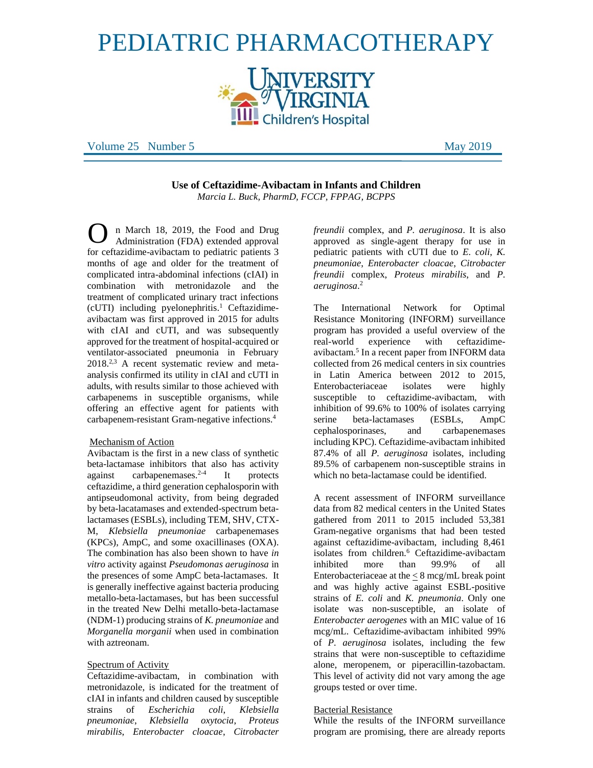# PEDIATRIC PHARMACOTHERAPY

University of Virginia Children's Hospital

Volume 25 Number 5 May 2019

## Use of Ceftazidime-Avibactam in Infants and Children

*Marcia L. Buck, PharmD, FCCP, FPPAG, BCPPS*

On March 18, 2019, the Food and Drug Administration (FDA) extended approval for ceftazidime-avibactam to pediatric patients 3 months of age and older for the treatment of complicated intra-abdominal infections (cIAI) in combination with metronidazole and the treatment of complicated urinary tract infections (cUTI) including pyelonephritis.[1] Ceftazidime-avibactam was first approved in 2015 for adults with cIAI and cUTI, and was subsequently approved for the treatment of hospital-acquired or ventilator-associated pneumonia in February 2018.[2,3] A recent systematic review and meta-analysis confirmed its utility in cIAI and cUTI in adults, with results similar to those achieved with carbapenems in susceptible organisms, while offering an effective agent for patients with carbapenem-resistant Gram-negative infections.[4]

### Mechanism of Action

Avibactam is the first in a new class of synthetic beta-lactamase inhibitors that also has activity against carbapenemases.[2-4] It protects ceftazidime, a third generation cephalosporin with antipseudomonal activity, from being degraded by beta-lacatamases and extended-spectrum beta-lactamases (ESBLs), including TEM, SHV, CTX-M, *Klebsiella pneumoniae* carbapenemases (KPCs), AmpC, and some oxacillinases (OXA). The combination has also been shown to have *in vitro* activity against *Pseudomonas aeruginosa* in the presences of some AmpC beta-lactamases. It is generally ineffective against bacteria producing metallo-beta-lactamases, but has been successful in the treated New Delhi metallo-beta-lactamase (NDM-1) producing strains of *K. pneumoniae* and *Morganella morganii* when used in combination with aztreonam.

### Spectrum of Activity

Ceftazidime-avibactam, in combination with metronidazole, is indicated for the treatment of cIAI in infants and children caused by susceptible strains of *Escherichia coli*, *Klebsiella pneumoniae*, *Klebsiella oxytocia*, *Proteus mirabilis*, *Enterobacter cloacae*, *Citrobacter freundii* complex, and *P. aeruginosa*. It is also approved as single-agent therapy for use in pediatric patients with cUTI due to *E. coli*, *K. pneumoniae*, *Enterobacter cloacae*, *Citrobacter freundii* complex, *Proteus mirabilis*, and *P. aeruginosa*.[2]

The International Network for Optimal Resistance Monitoring (INFORM) surveillance program has provided a useful overview of the real-world experience with ceftazidime-avibactam.[5] In a recent paper from INFORM data collected from 26 medical centers in six countries in Latin America between 2012 to 2015, Enterobacteriaceae isolates were highly susceptible to ceftazidime-avibactam, with inhibition of 99.6% to 100% of isolates carrying serine beta-lactamases (ESBLs, AmpC cephalosporinases, and carbapenemases including KPC). Ceftazidime-avibactam inhibited 87.4% of all *P. aeruginosa* isolates, including 89.5% of carbapenem non-susceptible strains in which no beta-lactamase could be identified.

A recent assessment of INFORM surveillance data from 82 medical centers in the United States gathered from 2011 to 2015 included 53,381 Gram-negative organisms that had been tested against ceftazidime-avibactam, including 8,461 isolates from children.[6] Ceftazidime-avibactam inhibited more than 99.9% of all Enterobacteriaceae at the $\leq$ 8 mcg/mL break point and was highly active against ESBL-positive strains of *E. coli* and *K. pneumonia*. Only one isolate was non-susceptible, an isolate of *Enterobacter aerogenes* with an MIC value of 16 mcg/mL. Ceftazidime-avibactam inhibited 99% of *P. aeruginosa* isolates, including the few strains that were non-susceptible to ceftazidime alone, meropenem, or piperacillin-tazobactam. This level of activity did not vary among the age groups tested or over time.

### Bacterial Resistance

While the results of the INFORM surveillance program are promising, there are already reports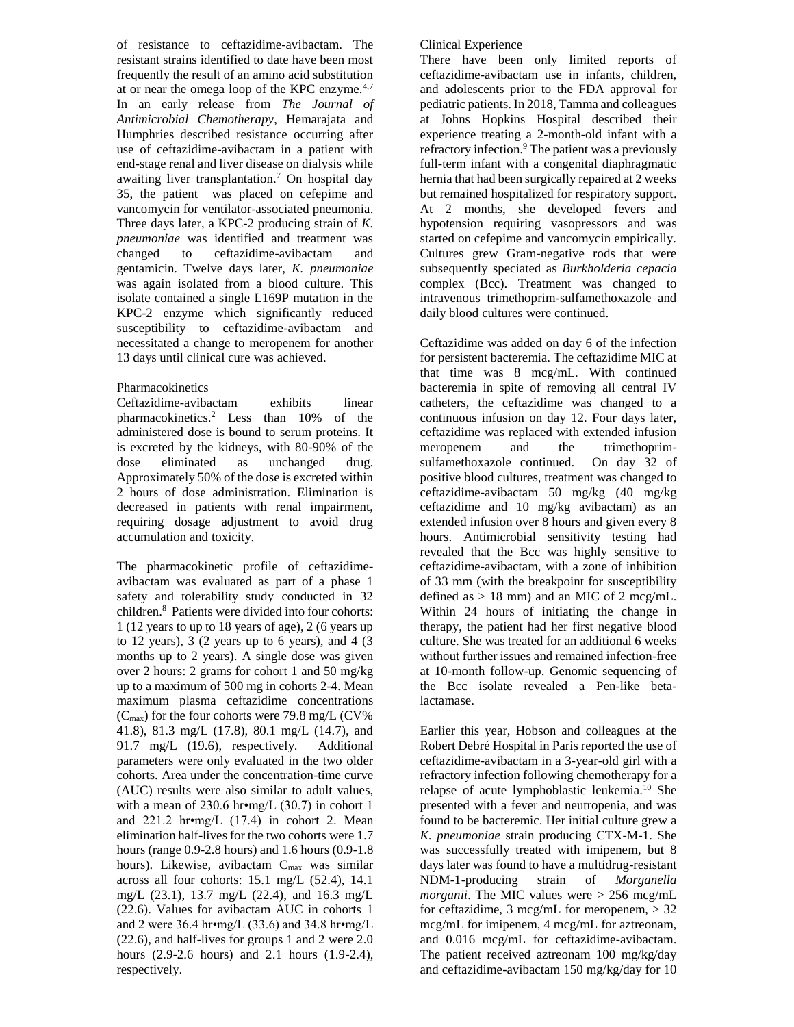of resistance to ceftazidime-avibactam. The resistant strains identified to date have been most frequently the result of an amino acid substitution at or near the omega loop of the KPC enzyme.[4,7] In an early release from *The Journal of Antimicrobial Chemotherapy*, Hemarajata and Humphries described resistance occurring after use of ceftazidime-avibactam in a patient with end-stage renal and liver disease on dialysis while awaiting liver transplantation.[7] On hospital day 35, the patient was placed on cefepime and vancomycin for ventilator-associated pneumonia. Three days later, a KPC-2 producing strain of *K. pneumoniae* was identified and treatment was changed to ceftazidime-avibactam and gentamicin. Twelve days later, *K. pneumoniae* was again isolated from a blood culture. This isolate contained a single L169P mutation in the KPC-2 enzyme which significantly reduced susceptibility to ceftazidime-avibactam and necessitated a change to meropenem for another 13 days until clinical cure was achieved.

## Pharmacokinetics

Ceftazidime-avibactam exhibits linear pharmacokinetics.[2] Less than 10% of the administered dose is bound to serum proteins. It is excreted by the kidneys, with 80-90% of the dose eliminated as unchanged drug. Approximately 50% of the dose is excreted within 2 hours of dose administration. Elimination is decreased in patients with renal impairment, requiring dosage adjustment to avoid drug accumulation and toxicity.

The pharmacokinetic profile of ceftazidime-avibactam was evaluated as part of a phase 1 safety and tolerability study conducted in 32 children.[8] Patients were divided into four cohorts: 1 (12 years to up to 18 years of age), 2 (6 years up to 12 years), 3 (2 years up to 6 years), and 4 (3 months up to 2 years). A single dose was given over 2 hours: 2 grams for cohort 1 and 50 mg/kg up to a maximum of 500 mg in cohorts 2-4. Mean maximum plasma ceftazidime concentrations ($C_{max}$) for the four cohorts were 79.8 mg/L (CV% 41.8), 81.3 mg/L (17.8), 80.1 mg/L (14.7), and 91.7 mg/L (19.6), respectively. Additional parameters were only evaluated in the two older cohorts. Area under the concentration-time curve (AUC) results were also similar to adult values, with a mean of 230.6 hr•mg/L (30.7) in cohort 1 and 221.2 hr•mg/L (17.4) in cohort 2. Mean elimination half-lives for the two cohorts were 1.7 hours (range 0.9-2.8 hours) and 1.6 hours (0.9-1.8 hours). Likewise, avibactam $C_{max}$ was similar across all four cohorts: 15.1 mg/L (52.4), 14.1 mg/L (23.1), 13.7 mg/L (22.4), and 16.3 mg/L (22.6). Values for avibactam AUC in cohorts 1 and 2 were 36.4 hr•mg/L (33.6) and 34.8 hr•mg/L (22.6), and half-lives for groups 1 and 2 were 2.0 hours (2.9-2.6 hours) and 2.1 hours (1.9-2.4), respectively.

## Clinical Experience

There have been only limited reports of ceftazidime-avibactam use in infants, children, and adolescents prior to the FDA approval for pediatric patients. In 2018, Tamma and colleagues at Johns Hopkins Hospital described their experience treating a 2-month-old infant with a refractory infection.[9] The patient was a previously full-term infant with a congenital diaphragmatic hernia that had been surgically repaired at 2 weeks but remained hospitalized for respiratory support. At 2 months, she developed fevers and hypotension requiring vasopressors and was started on cefepime and vancomycin empirically. Cultures grew Gram-negative rods that were subsequently speciated as *Burkholderia cepacia* complex (Bcc). Treatment was changed to intravenous trimethoprim-sulfamethoxazole and daily blood cultures were continued.

Ceftazidime was added on day 6 of the infection for persistent bacteremia. The ceftazidime MIC at that time was 8 mcg/mL. With continued bacteremia in spite of removing all central IV catheters, the ceftazidime was changed to a continuous infusion on day 12. Four days later, ceftazidime was replaced with extended infusion meropenem and the trimethoprim-sulfamethoxazole continued. On day 32 of positive blood cultures, treatment was changed to ceftazidime-avibactam 50 mg/kg (40 mg/kg ceftazidime and 10 mg/kg avibactam) as an extended infusion over 8 hours and given every 8 hours. Antimicrobial sensitivity testing had revealed that the Bcc was highly sensitive to ceftazidime-avibactam, with a zone of inhibition of 33 mm (with the breakpoint for susceptibility defined as > 18 mm) and an MIC of 2 mcg/mL. Within 24 hours of initiating the change in therapy, the patient had her first negative blood culture. She was treated for an additional 6 weeks without further issues and remained infection-free at 10-month follow-up. Genomic sequencing of the Bcc isolate revealed a Pen-like beta-lactamase.

Earlier this year, Hobson and colleagues at the Robert Debré Hospital in Paris reported the use of ceftazidime-avibactam in a 3-year-old girl with a refractory infection following chemotherapy for a relapse of acute lymphoblastic leukemia.[10] She presented with a fever and neutropenia, and was found to be bacteremic. Her initial culture grew a *K. pneumoniae* strain producing CTX-M-1. She was successfully treated with imipenem, but 8 days later was found to have a multidrug-resistant NDM-1-producing strain of *Morganella morganii*. The MIC values were > 256 mcg/mL for ceftazidime, 3 mcg/mL for meropenem, > 32 mcg/mL for imipenem, 4 mcg/mL for aztreonam, and 0.016 mcg/mL for ceftazidime-avibactam. The patient received aztreonam 100 mg/kg/day and ceftazidime-avibactam 150 mg/kg/day for 10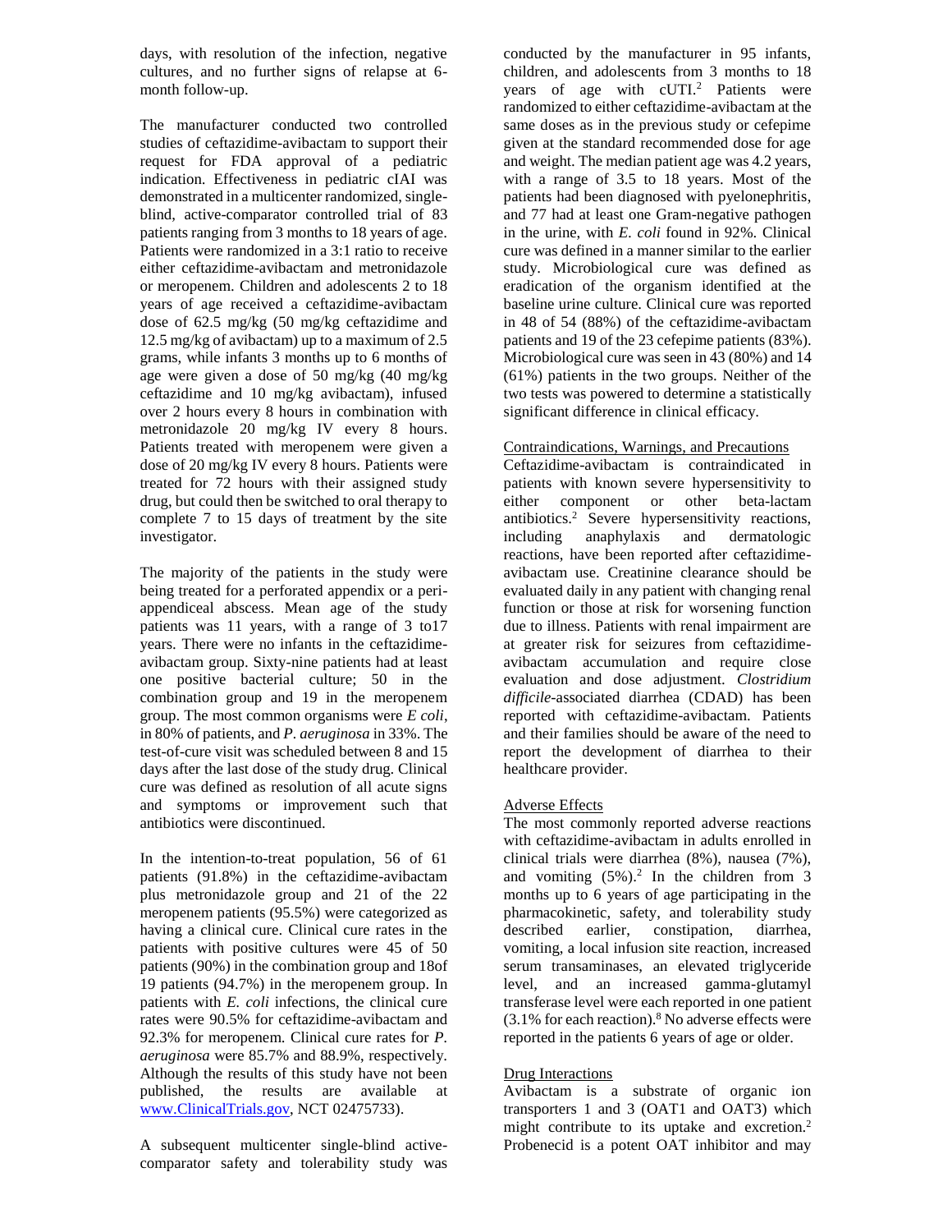days, with resolution of the infection, negative cultures, and no further signs of relapse at 6-month follow-up.

The manufacturer conducted two controlled studies of ceftazidime-avibactam to support their request for FDA approval of a pediatric indication. Effectiveness in pediatric cIAI was demonstrated in a multicenter randomized, single-blind, active-comparator controlled trial of 83 patients ranging from 3 months to 18 years of age. Patients were randomized in a 3:1 ratio to receive either ceftazidime-avibactam and metronidazole or meropenem. Children and adolescents 2 to 18 years of age received a ceftazidime-avibactam dose of 62.5 mg/kg (50 mg/kg ceftazidime and 12.5 mg/kg of avibactam) up to a maximum of 2.5 grams, while infants 3 months up to 6 months of age were given a dose of 50 mg/kg (40 mg/kg ceftazidime and 10 mg/kg avibactam), infused over 2 hours every 8 hours in combination with metronidazole 20 mg/kg IV every 8 hours. Patients treated with meropenem were given a dose of 20 mg/kg IV every 8 hours. Patients were treated for 72 hours with their assigned study drug, but could then be switched to oral therapy to complete 7 to 15 days of treatment by the site investigator.

The majority of the patients in the study were being treated for a perforated appendix or a peri-appendiceal abscess. Mean age of the study patients was 11 years, with a range of 3 to17 years. There were no infants in the ceftazidime-avibactam group. Sixty-nine patients had at least one positive bacterial culture; 50 in the combination group and 19 in the meropenem group. The most common organisms were *E coli*, in 80% of patients, and *P. aeruginosa* in 33%. The test-of-cure visit was scheduled between 8 and 15 days after the last dose of the study drug. Clinical cure was defined as resolution of all acute signs and symptoms or improvement such that antibiotics were discontinued.

In the intention-to-treat population, 56 of 61 patients (91.8%) in the ceftazidime-avibactam plus metronidazole group and 21 of the 22 meropenem patients (95.5%) were categorized as having a clinical cure. Clinical cure rates in the patients with positive cultures were 45 of 50 patients (90%) in the combination group and 18of 19 patients (94.7%) in the meropenem group. In patients with *E. coli* infections, the clinical cure rates were 90.5% for ceftazidime-avibactam and 92.3% for meropenem. Clinical cure rates for *P. aeruginosa* were 85.7% and 88.9%, respectively. Although the results of this study have not been published, the results are available at www.ClinicalTrials.gov, NCT 02475733).

A subsequent multicenter single-blind active-comparator safety and tolerability study was conducted by the manufacturer in 95 infants, children, and adolescents from 3 months to 18 years of age with cUTI.[2] Patients were randomized to either ceftazidime-avibactam at the same doses as in the previous study or cefepime given at the standard recommended dose for age and weight. The median patient age was 4.2 years, with a range of 3.5 to 18 years. Most of the patients had been diagnosed with pyelonephritis, and 77 had at least one Gram-negative pathogen in the urine, with *E. coli* found in 92%. Clinical cure was defined in a manner similar to the earlier study. Microbiological cure was defined as eradication of the organism identified at the baseline urine culture. Clinical cure was reported in 48 of 54 (88%) of the ceftazidime-avibactam patients and 19 of the 23 cefepime patients (83%). Microbiological cure was seen in 43 (80%) and 14 (61%) patients in the two groups. Neither of the two tests was powered to determine a statistically significant difference in clinical efficacy.

## Contraindications, Warnings, and Precautions

Ceftazidime-avibactam is contraindicated in patients with known severe hypersensitivity to either component or other beta-lactam antibiotics.[2] Severe hypersensitivity reactions, including anaphylaxis and dermatologic reactions, have been reported after ceftazidime-avibactam use. Creatinine clearance should be evaluated daily in any patient with changing renal function or those at risk for worsening function due to illness. Patients with renal impairment are at greater risk for seizures from ceftazidime-avibactam accumulation and require close evaluation and dose adjustment. *Clostridium difficile*-associated diarrhea (CDAD) has been reported with ceftazidime-avibactam. Patients and their families should be aware of the need to report the development of diarrhea to their healthcare provider.

## Adverse Effects

The most commonly reported adverse reactions with ceftazidime-avibactam in adults enrolled in clinical trials were diarrhea (8%), nausea (7%), and vomiting (5%).[2] In the children from 3 months up to 6 years of age participating in the pharmacokinetic, safety, and tolerability study described earlier, constipation, diarrhea, vomiting, a local infusion site reaction, increased serum transaminases, an elevated triglyceride level, and an increased gamma-glutamyl transferase level were each reported in one patient (3.1% for each reaction).[8] No adverse effects were reported in the patients 6 years of age or older.

## Drug Interactions

Avibactam is a substrate of organic ion transporters 1 and 3 (OAT1 and OAT3) which might contribute to its uptake and excretion.[2] Probenecid is a potent OAT inhibitor and may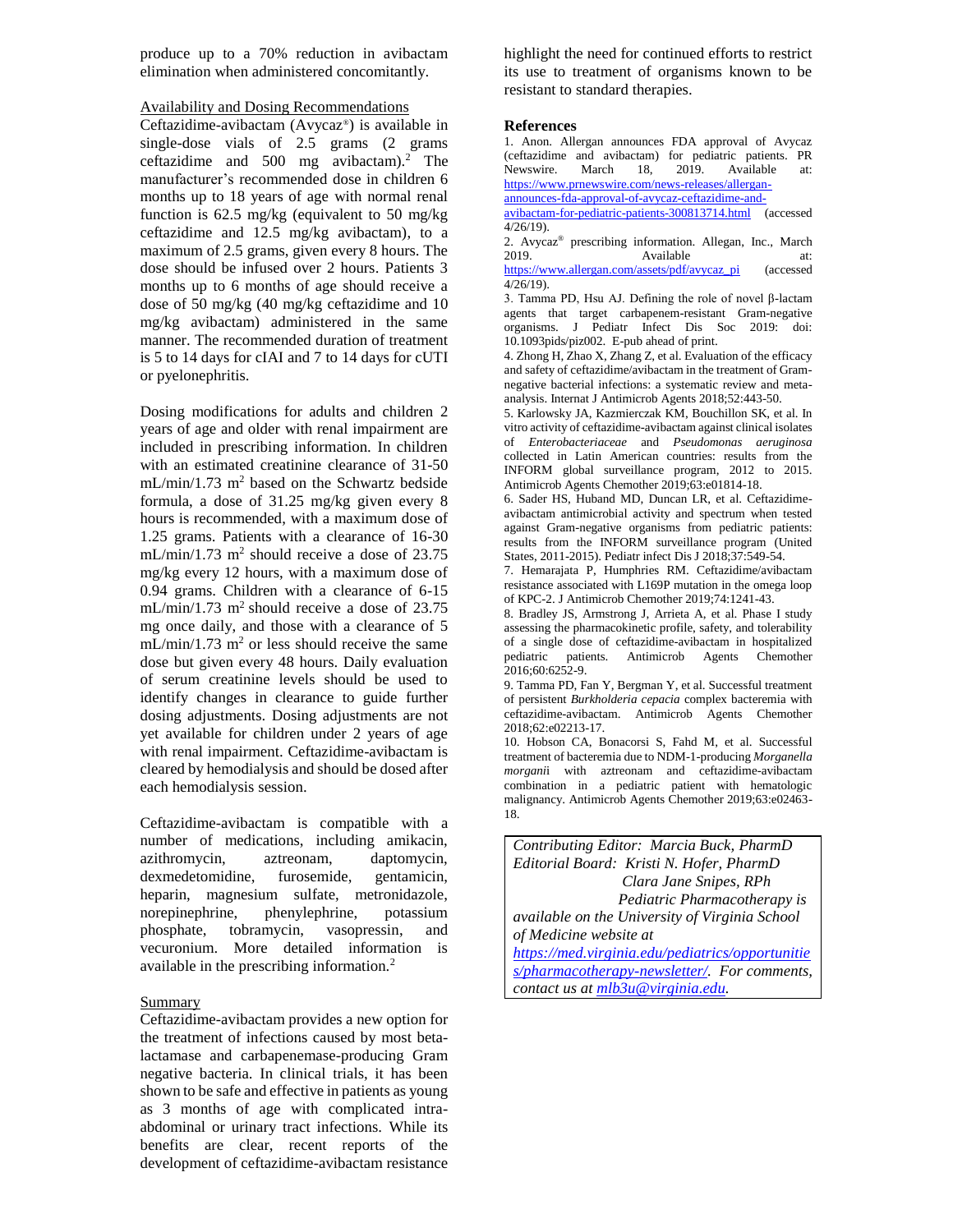produce up to a 70% reduction in avibactam elimination when administered concomitantly.

## Availability and Dosing Recommendations

Ceftazidime-avibactam (Avycaz®) is available in single-dose vials of 2.5 grams (2 grams ceftazidime and 500 mg avibactam).[2] The manufacturer's recommended dose in children 6 months up to 18 years of age with normal renal function is 62.5 mg/kg (equivalent to 50 mg/kg ceftazidime and 12.5 mg/kg avibactam), to a maximum of 2.5 grams, given every 8 hours. The dose should be infused over 2 hours. Patients 3 months up to 6 months of age should receive a dose of 50 mg/kg (40 mg/kg ceftazidime and 10 mg/kg avibactam) administered in the same manner. The recommended duration of treatment is 5 to 14 days for cIAI and 7 to 14 days for cUTI or pyelonephritis.

Dosing modifications for adults and children 2 years of age and older with renal impairment are included in prescribing information. In children with an estimated creatinine clearance of 31-50 mL/min/1.73 $m^2$ based on the Schwartz bedside formula, a dose of 31.25 mg/kg given every 8 hours is recommended, with a maximum dose of 1.25 grams. Patients with a clearance of 16-30 mL/min/1.73 $m^2$ should receive a dose of 23.75 mg/kg every 12 hours, with a maximum dose of 0.94 grams. Children with a clearance of 6-15 mL/min/1.73 $m^2$ should receive a dose of 23.75 mg once daily, and those with a clearance of 5 mL/min/1.73 $m^2$ or less should receive the same dose but given every 48 hours. Daily evaluation of serum creatinine levels should be used to identify changes in clearance to guide further dosing adjustments. Dosing adjustments are not yet available for children under 2 years of age with renal impairment. Ceftazidime-avibactam is cleared by hemodialysis and should be dosed after each hemodialysis session.

Ceftazidime-avibactam is compatible with a number of medications, including amikacin, azithromycin, aztreonam, daptomycin, dexmedetomidine, furosemide, gentamicin, heparin, magnesium sulfate, metronidazole, norepinephrine, phenylephrine, potassium phosphate, tobramycin, vasopressin, and vecuronium. More detailed information is available in the prescribing information.[2]

## Summary

Ceftazidime-avibactam provides a new option for the treatment of infections caused by most beta-lactamase and carbapenemase-producing Gram negative bacteria. In clinical trials, it has been shown to be safe and effective in patients as young as 3 months of age with complicated intra-abdominal or urinary tract infections. While its benefits are clear, recent reports of the development of ceftazidime-avibactam resistance highlight the need for continued efforts to restrict its use to treatment of organisms known to be resistant to standard therapies.

## References

1. Anon. Allergan announces FDA approval of Avycaz (ceftazidime and avibactam) for pediatric patients. PR Newswire. March 18, 2019. Available at: https://www.prnewswire.com/news-releases/allergan-announces-fda-approval-of-avycaz-ceftazidime-and-avibactam-for-pediatric-patients-300813714.html (accessed 4/26/19).
2. Avycaz® prescribing information. Allegan, Inc., March 2019. Available at: https://www.allergan.com/assets/pdf/avycaz_pi (accessed 4/26/19).
3. Tamma PD, Hsu AJ. Defining the role of novel β-lactam agents that target carbapenem-resistant Gram-negative organisms. J Pediatr Infect Dis Soc 2019: doi: 10.1093pids/piz002. E-pub ahead of print.
4. Zhong H, Zhao X, Zhang Z, et al. Evaluation of the efficacy and safety of ceftazidime/avibactam in the treatment of Gram-negative bacterial infections: a systematic review and meta-analysis. Internat J Antimicrob Agents 2018;52:443-50.
5. Karlowsky JA, Kazmierczak KM, Bouchillon SK, et al. In vitro activity of ceftazidime-avibactam against clinical isolates of *Enterobacteriaceae* and *Pseudomonas aeruginosa* collected in Latin American countries: results from the INFORM global surveillance program, 2012 to 2015. Antimicrob Agents Chemother 2019;63:e01814-18.
6. Sader HS, Huband MD, Duncan LR, et al. Ceftazidime-avibactam antimicrobial activity and spectrum when tested against Gram-negative organisms from pediatric patients: results from the INFORM surveillance program (United States, 2011-2015). Pediatr infect Dis J 2018;37:549-54.
7. Hemarajata P, Humphries RM. Ceftazidime/avibactam resistance associated with L169P mutation in the omega loop of KPC-2. J Antimicrob Chemother 2019;74:1241-43.
8. Bradley JS, Armstrong J, Arrieta A, et al. Phase I study assessing the pharmacokinetic profile, safety, and tolerability of a single dose of ceftazidime-avibactam in hospitalized pediatric patients. Antimicrob Agents Chemother 2016;60:6252-9.
9. Tamma PD, Fan Y, Bergman Y, et al. Successful treatment of persistent *Burkholderia cepacia* complex bacteremia with ceftazidime-avibactam. Antimicrob Agents Chemother 2018;62:e02213-17.
10. Hobson CA, Bonacorsi S, Fahd M, et al. Successful treatment of bacteremia due to NDM-1-producing *Morganella morganii* with aztreonam and ceftazidime-avibactam combination in a pediatric patient with hematologic malignancy. Antimicrob Agents Chemother 2019;63:e02463-18.

*Contributing Editor: Marcia Buck, PharmD*
*Editorial Board: Kristi N. Hofer, PharmD*
*Clara Jane Snipes, RPh*
*Pediatric Pharmacotherapy is available on the University of Virginia School of Medicine website at https://med.virginia.edu/pediatrics/opportunities/pharmacotherapy-newsletter/. For comments, contact us at mlb3u@virginia.edu.*